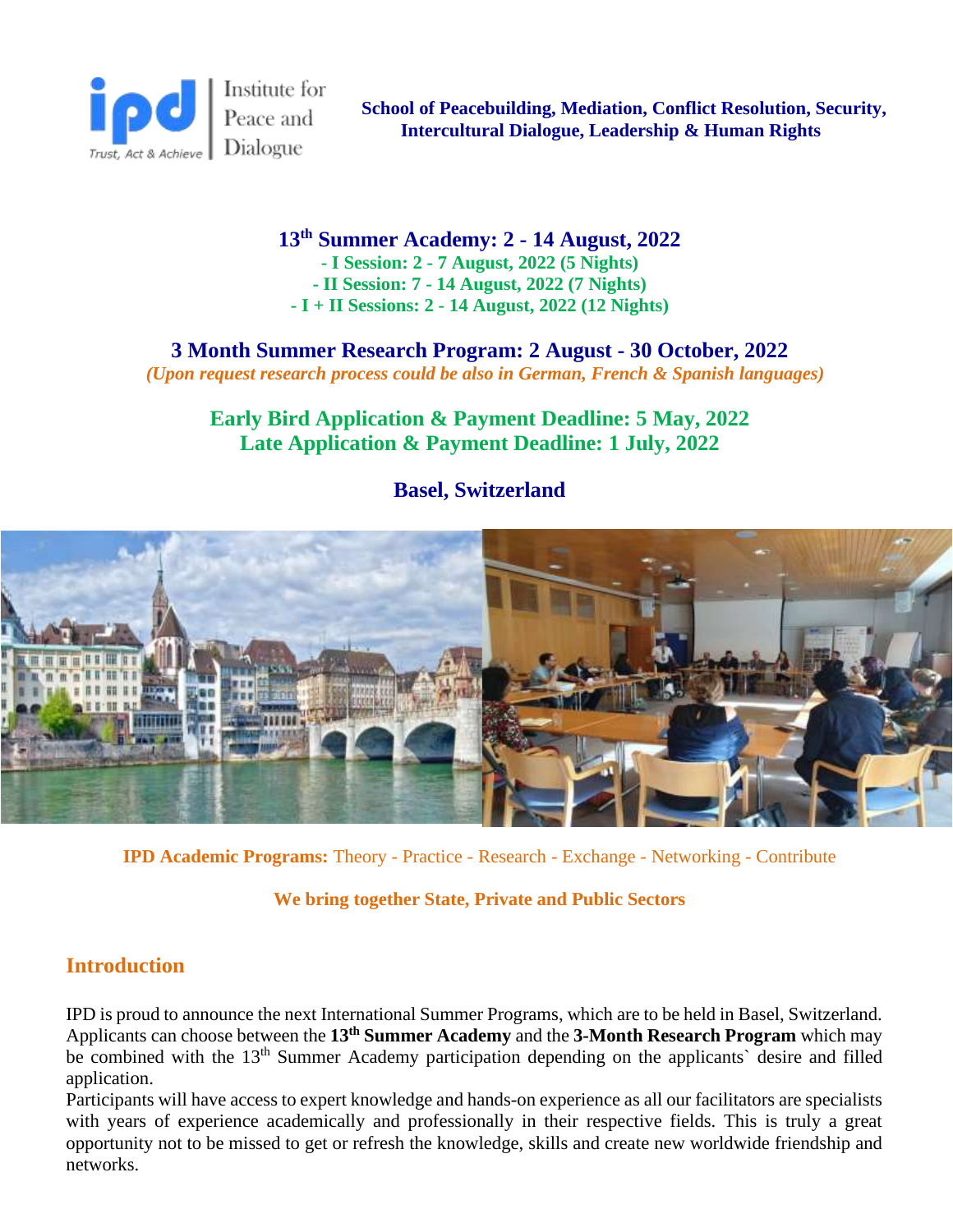ipd Institute for Peace and Dialogue
Trust, Act & Achieve

**School of Peacebuilding, Mediation, Conflict Resolution, Security, Intercultural Dialogue, Leadership & Human Rights**

## 13th Summer Academy: 2 - 14 August, 2022

**- I Session: 2 - 7 August, 2022 (5 Nights)**
**- II Session: 7 - 14 August, 2022 (7 Nights)**
**- I + II Sessions: 2 - 14 August, 2022 (12 Nights)**

## 3 Month Summer Research Program: 2 August - 30 October, 2022

***(Upon request research process could be also in German, French & Spanish languages)***

**Early Bird Application & Payment Deadline: 5 May, 2022**
**Late Application & Payment Deadline: 1 July, 2022**

**Basel, Switzerland**

**IPD Academic Programs:** Theory - Practice - Research - Exchange - Networking - Contribute

**We bring together State, Private and Public Sectors**

## Introduction

IPD is proud to announce the next International Summer Programs, which are to be held in Basel, Switzerland. Applicants can choose between the **13th Summer Academy** and the **3-Month Research Program** which may be combined with the 13th Summer Academy participation depending on the applicants` desire and filled application.

Participants will have access to expert knowledge and hands-on experience as all our facilitators are specialists with years of experience academically and professionally in their respective fields. This is truly a great opportunity not to be missed to get or refresh the knowledge, skills and create new worldwide friendship and networks.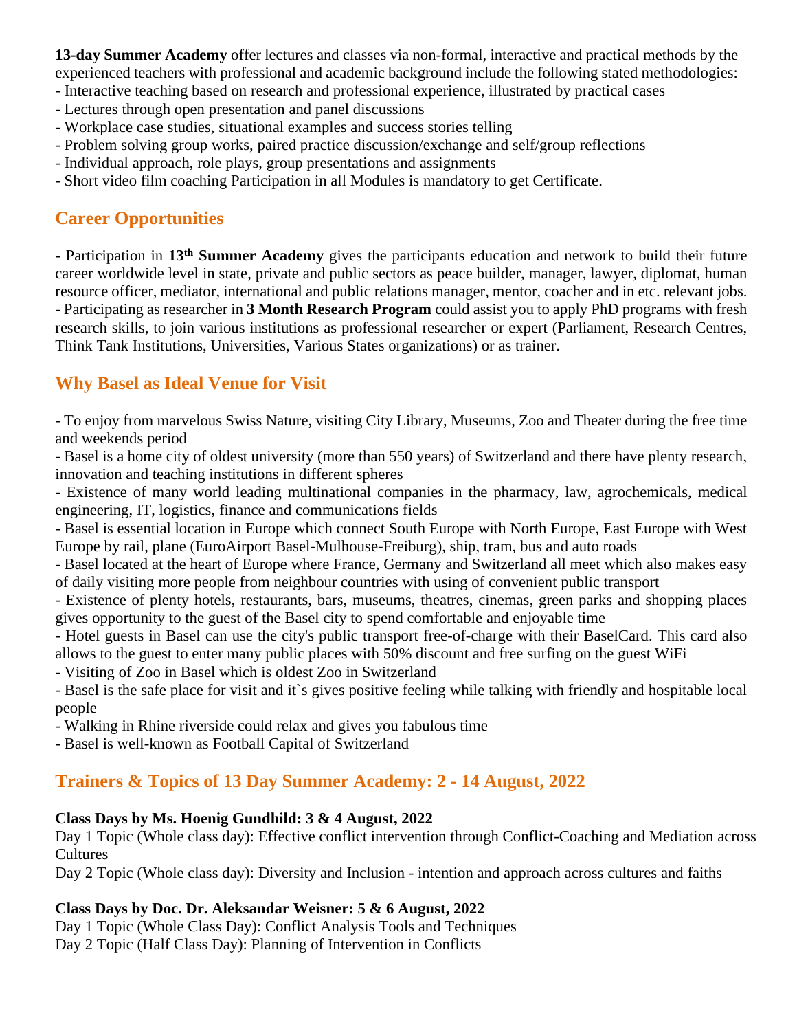**13-day Summer Academy** offer lectures and classes via non-formal, interactive and practical methods by the experienced teachers with professional and academic background include the following stated methodologies:
- Interactive teaching based on research and professional experience, illustrated by practical cases
- Lectures through open presentation and panel discussions
- Workplace case studies, situational examples and success stories telling
- Problem solving group works, paired practice discussion/exchange and self/group reflections
- Individual approach, role plays, group presentations and assignments
- Short video film coaching Participation in all Modules is mandatory to get Certificate.

## Career Opportunities

- Participation in **13th Summer Academy** gives the participants education and network to build their future career worldwide level in state, private and public sectors as peace builder, manager, lawyer, diplomat, human resource officer, mediator, international and public relations manager, mentor, coacher and in etc. relevant jobs.
- Participating as researcher in **3 Month Research Program** could assist you to apply PhD programs with fresh research skills, to join various institutions as professional researcher or expert (Parliament, Research Centres, Think Tank Institutions, Universities, Various States organizations) or as trainer.

## Why Basel as Ideal Venue for Visit

- To enjoy from marvelous Swiss Nature, visiting City Library, Museums, Zoo and Theater during the free time and weekends period
- Basel is a home city of oldest university (more than 550 years) of Switzerland and there have plenty research, innovation and teaching institutions in different spheres
- Existence of many world leading multinational companies in the pharmacy, law, agrochemicals, medical engineering, IT, logistics, finance and communications fields
- Basel is essential location in Europe which connect South Europe with North Europe, East Europe with West Europe by rail, plane (EuroAirport Basel-Mulhouse-Freiburg), ship, tram, bus and auto roads
- Basel located at the heart of Europe where France, Germany and Switzerland all meet which also makes easy of daily visiting more people from neighbour countries with using of convenient public transport
- Existence of plenty hotels, restaurants, bars, museums, theatres, cinemas, green parks and shopping places gives opportunity to the guest of the Basel city to spend comfortable and enjoyable time
- Hotel guests in Basel can use the city's public transport free-of-charge with their BaselCard. This card also allows to the guest to enter many public places with 50% discount and free surfing on the guest WiFi
- Visiting of Zoo in Basel which is oldest Zoo in Switzerland
- Basel is the safe place for visit and it`s gives positive feeling while talking with friendly and hospitable local people
- Walking in Rhine riverside could relax and gives you fabulous time
- Basel is well-known as Football Capital of Switzerland

## Trainers & Topics of 13 Day Summer Academy: 2 - 14 August, 2022

**Class Days by Ms. Hoenig Gundhild: 3 & 4 August, 2022**

Day 1 Topic (Whole class day): Effective conflict intervention through Conflict-Coaching and Mediation across Cultures

Day 2 Topic (Whole class day): Diversity and Inclusion - intention and approach across cultures and faiths

**Class Days by Doc. Dr. Aleksandar Weisner: 5 & 6 August, 2022**

Day 1 Topic (Whole Class Day): Conflict Analysis Tools and Techniques

Day 2 Topic (Half Class Day): Planning of Intervention in Conflicts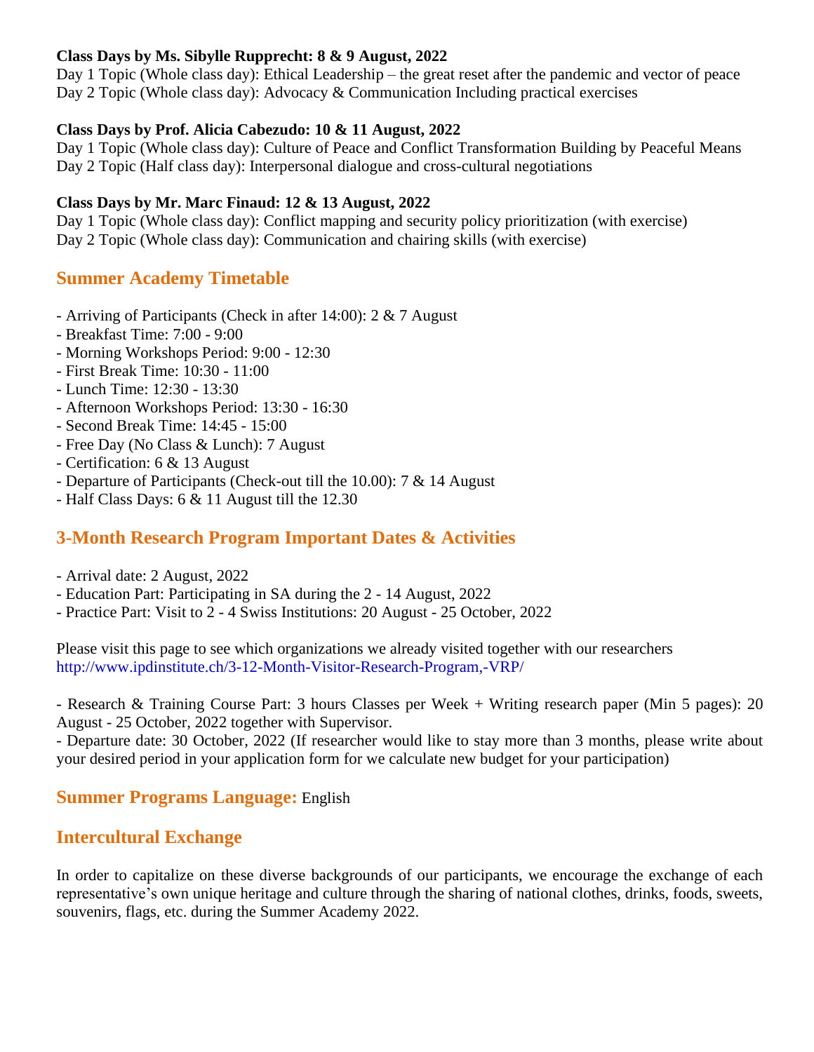**Class Days by Ms. Sibylle Rupprecht: 8 & 9 August, 2022**
Day 1 Topic (Whole class day): Ethical Leadership – the great reset after the pandemic and vector of peace
Day 2 Topic (Whole class day): Advocacy & Communication Including practical exercises

**Class Days by Prof. Alicia Cabezudo: 10 & 11 August, 2022**
Day 1 Topic (Whole class day): Culture of Peace and Conflict Transformation Building by Peaceful Means
Day 2 Topic (Half class day): Interpersonal dialogue and cross-cultural negotiations

**Class Days by Mr. Marc Finaud: 12 & 13 August, 2022**
Day 1 Topic (Whole class day): Conflict mapping and security policy prioritization (with exercise)
Day 2 Topic (Whole class day): Communication and chairing skills (with exercise)

## Summer Academy Timetable

- Arriving of Participants (Check in after 14:00): 2 & 7 August
- Breakfast Time: 7:00 - 9:00
- Morning Workshops Period: 9:00 - 12:30
- First Break Time: 10:30 - 11:00
- Lunch Time: 12:30 - 13:30
- Afternoon Workshops Period: 13:30 - 16:30
- Second Break Time: 14:45 - 15:00
- Free Day (No Class & Lunch): 7 August
- Certification: 6 & 13 August
- Departure of Participants (Check-out till the 10.00): 7 & 14 August
- Half Class Days: 6 & 11 August till the 12.30

## 3-Month Research Program Important Dates & Activities

- Arrival date: 2 August, 2022
- Education Part: Participating in SA during the 2 - 14 August, 2022
- Practice Part: Visit to 2 - 4 Swiss Institutions: 20 August - 25 October, 2022

Please visit this page to see which organizations we already visited together with our researchers http://www.ipdinstitute.ch/3-12-Month-Visitor-Research-Program,-VRP/

- Research & Training Course Part: 3 hours Classes per Week + Writing research paper (Min 5 pages): 20 August - 25 October, 2022 together with Supervisor.
- Departure date: 30 October, 2022 (If researcher would like to stay more than 3 months, please write about your desired period in your application form for we calculate new budget for your participation)

## Summer Programs Language: English

## Intercultural Exchange

In order to capitalize on these diverse backgrounds of our participants, we encourage the exchange of each representative's own unique heritage and culture through the sharing of national clothes, drinks, foods, sweets, souvenirs, flags, etc. during the Summer Academy 2022.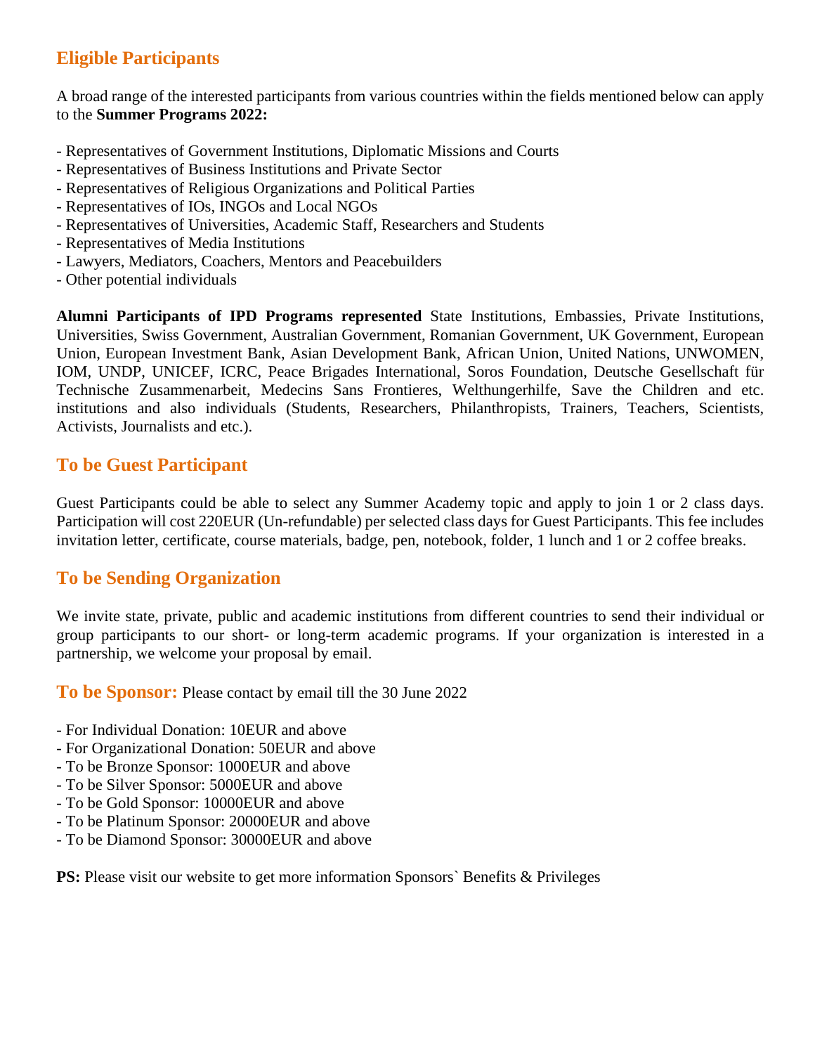## Eligible Participants

A broad range of the interested participants from various countries within the fields mentioned below can apply to the **Summer Programs 2022:**

- Representatives of Government Institutions, Diplomatic Missions and Courts
- Representatives of Business Institutions and Private Sector
- Representatives of Religious Organizations and Political Parties
- Representatives of IOs, INGOs and Local NGOs
- Representatives of Universities, Academic Staff, Researchers and Students
- Representatives of Media Institutions
- Lawyers, Mediators, Coachers, Mentors and Peacebuilders
- Other potential individuals

**Alumni Participants of IPD Programs represented** State Institutions, Embassies, Private Institutions, Universities, Swiss Government, Australian Government, Romanian Government, UK Government, European Union, European Investment Bank, Asian Development Bank, African Union, United Nations, UNWOMEN, IOM, UNDP, UNICEF, ICRC, Peace Brigades International, Soros Foundation, Deutsche Gesellschaft für Technische Zusammenarbeit, Medecins Sans Frontieres, Welthungerhilfe, Save the Children and etc. institutions and also individuals (Students, Researchers, Philanthropists, Trainers, Teachers, Scientists, Activists, Journalists and etc.).

## To be Guest Participant

Guest Participants could be able to select any Summer Academy topic and apply to join 1 or 2 class days. Participation will cost 220EUR (Un-refundable) per selected class days for Guest Participants. This fee includes invitation letter, certificate, course materials, badge, pen, notebook, folder, 1 lunch and 1 or 2 coffee breaks.

## To be Sending Organization

We invite state, private, public and academic institutions from different countries to send their individual or group participants to our short- or long-term academic programs. If your organization is interested in a partnership, we welcome your proposal by email.

## To be Sponsor: Please contact by email till the 30 June 2022

- For Individual Donation: 10EUR and above
- For Organizational Donation: 50EUR and above
- To be Bronze Sponsor: 1000EUR and above
- To be Silver Sponsor: 5000EUR and above
- To be Gold Sponsor: 10000EUR and above
- To be Platinum Sponsor: 20000EUR and above
- To be Diamond Sponsor: 30000EUR and above

**PS:** Please visit our website to get more information Sponsors` Benefits & Privileges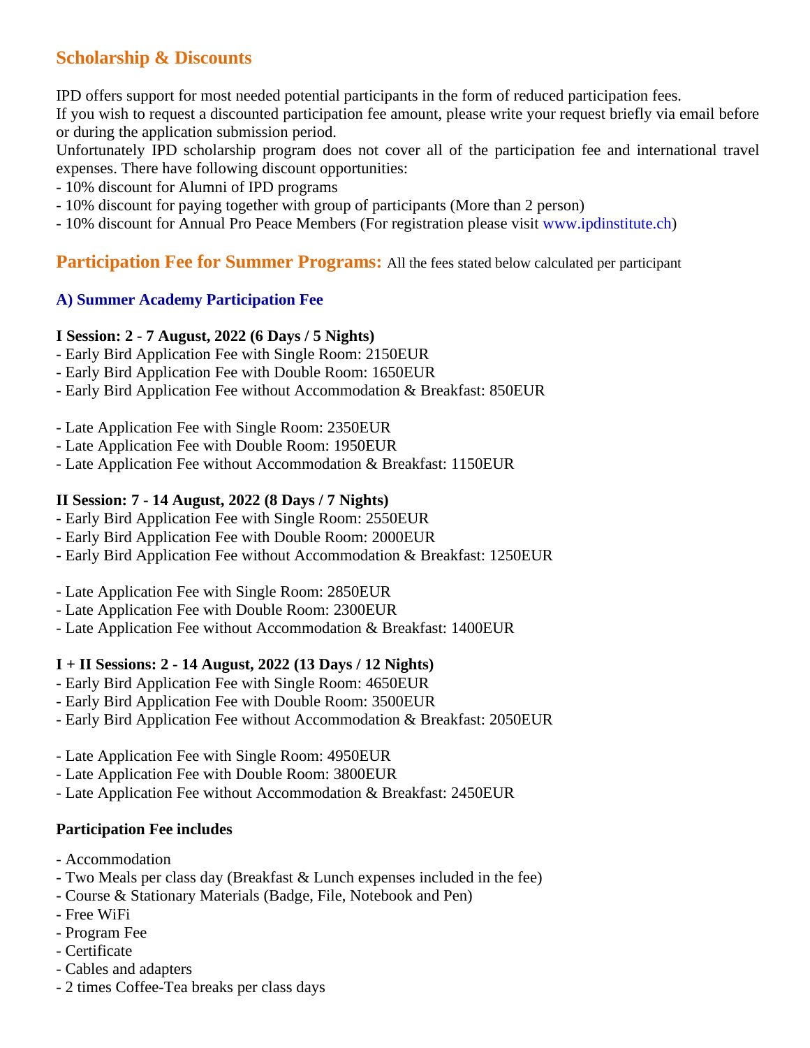## Scholarship & Discounts

IPD offers support for most needed potential participants in the form of reduced participation fees.
If you wish to request a discounted participation fee amount, please write your request briefly via email before or during the application submission period.
Unfortunately IPD scholarship program does not cover all of the participation fee and international travel expenses. There have following discount opportunities:

- 10% discount for Alumni of IPD programs
- 10% discount for paying together with group of participants (More than 2 person)
- 10% discount for Annual Pro Peace Members (For registration please visit www.ipdinstitute.ch)

## Participation Fee for Summer Programs: All the fees stated below calculated per participant

### A) Summer Academy Participation Fee

**I Session: 2 - 7 August, 2022 (6 Days / 5 Nights)**

- Early Bird Application Fee with Single Room: 2150EUR
- Early Bird Application Fee with Double Room: 1650EUR
- Early Bird Application Fee without Accommodation & Breakfast: 850EUR

- Late Application Fee with Single Room: 2350EUR
- Late Application Fee with Double Room: 1950EUR
- Late Application Fee without Accommodation & Breakfast: 1150EUR

**II Session: 7 - 14 August, 2022 (8 Days / 7 Nights)**

- Early Bird Application Fee with Single Room: 2550EUR
- Early Bird Application Fee with Double Room: 2000EUR
- Early Bird Application Fee without Accommodation & Breakfast: 1250EUR

- Late Application Fee with Single Room: 2850EUR
- Late Application Fee with Double Room: 2300EUR
- Late Application Fee without Accommodation & Breakfast: 1400EUR

**I + II Sessions: 2 - 14 August, 2022 (13 Days / 12 Nights)**

- Early Bird Application Fee with Single Room: 4650EUR
- Early Bird Application Fee with Double Room: 3500EUR
- Early Bird Application Fee without Accommodation & Breakfast: 2050EUR

- Late Application Fee with Single Room: 4950EUR
- Late Application Fee with Double Room: 3800EUR
- Late Application Fee without Accommodation & Breakfast: 2450EUR

**Participation Fee includes**

- Accommodation
- Two Meals per class day (Breakfast & Lunch expenses included in the fee)
- Course & Stationary Materials (Badge, File, Notebook and Pen)
- Free WiFi
- Program Fee
- Certificate
- Cables and adapters
- 2 times Coffee-Tea breaks per class days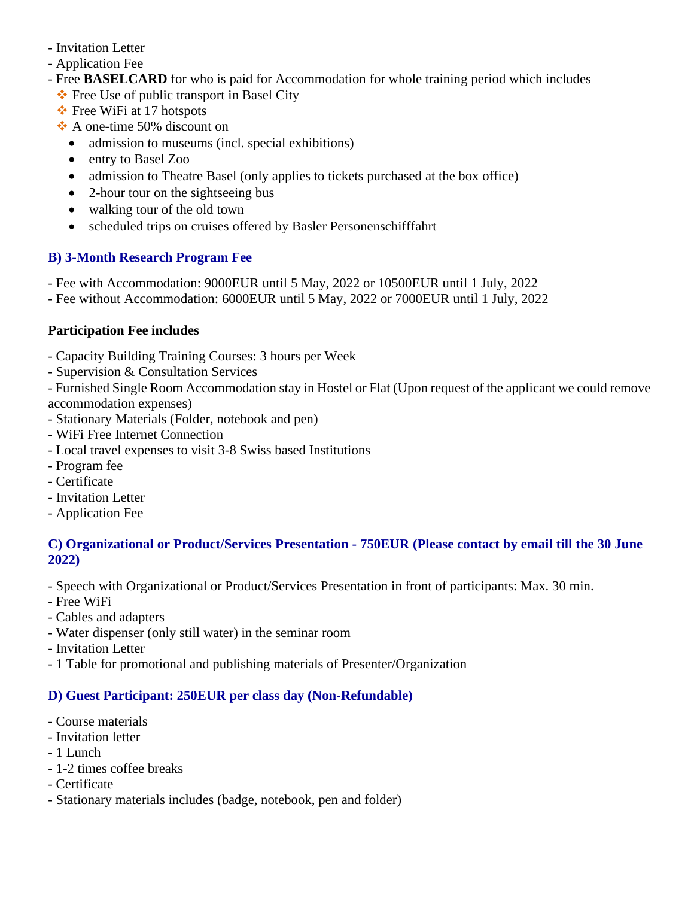- Invitation Letter
- Application Fee
- Free **BASELCARD** for who is paid for Accommodation for whole training period which includes
  - Free Use of public transport in Basel City
  - Free WiFi at 17 hotspots
  - A one-time 50% discount on
    - admission to museums (incl. special exhibitions)
    - entry to Basel Zoo
    - admission to Theatre Basel (only applies to tickets purchased at the box office)
    - 2-hour tour on the sightseeing bus
    - walking tour of the old town
    - scheduled trips on cruises offered by Basler Personenschifffahrt

### B) 3-Month Research Program Fee

- Fee with Accommodation: 9000EUR until 5 May, 2022 or 10500EUR until 1 July, 2022
- Fee without Accommodation: 6000EUR until 5 May, 2022 or 7000EUR until 1 July, 2022

**Participation Fee includes**

- Capacity Building Training Courses: 3 hours per Week
- Supervision & Consultation Services
- Furnished Single Room Accommodation stay in Hostel or Flat (Upon request of the applicant we could remove accommodation expenses)
- Stationary Materials (Folder, notebook and pen)
- WiFi Free Internet Connection
- Local travel expenses to visit 3-8 Swiss based Institutions
- Program fee
- Certificate
- Invitation Letter
- Application Fee

### C) Organizational or Product/Services Presentation - 750EUR (Please contact by email till the 30 June 2022)

- Speech with Organizational or Product/Services Presentation in front of participants: Max. 30 min.
- Free WiFi
- Cables and adapters
- Water dispenser (only still water) in the seminar room
- Invitation Letter
- 1 Table for promotional and publishing materials of Presenter/Organization

### D) Guest Participant: 250EUR per class day (Non-Refundable)

- Course materials
- Invitation letter
- 1 Lunch
- 1-2 times coffee breaks
- Certificate
- Stationary materials includes (badge, notebook, pen and folder)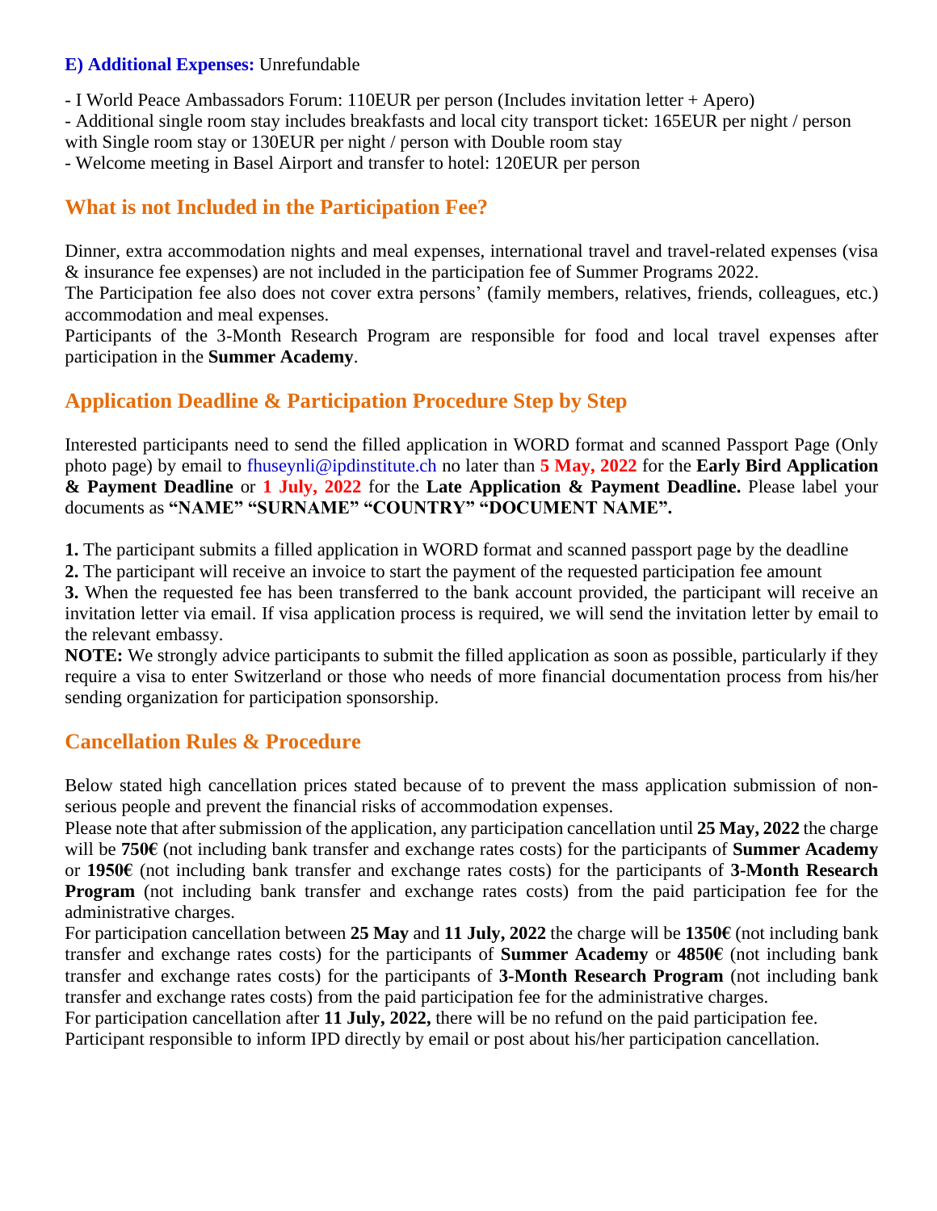**E) Additional Expenses:** Unrefundable

- I World Peace Ambassadors Forum: 110EUR per person (Includes invitation letter + Apero)
- Additional single room stay includes breakfasts and local city transport ticket: 165EUR per night / person with Single room stay or 130EUR per night / person with Double room stay
- Welcome meeting in Basel Airport and transfer to hotel: 120EUR per person

## What is not Included in the Participation Fee?

Dinner, extra accommodation nights and meal expenses, international travel and travel-related expenses (visa & insurance fee expenses) are not included in the participation fee of Summer Programs 2022.
The Participation fee also does not cover extra persons' (family members, relatives, friends, colleagues, etc.) accommodation and meal expenses.
Participants of the 3-Month Research Program are responsible for food and local travel expenses after participation in the **Summer Academy**.

## Application Deadline & Participation Procedure Step by Step

Interested participants need to send the filled application in WORD format and scanned Passport Page (Only photo page) by email to fhuseynli@ipdinstitute.ch no later than **5 May, 2022** for the **Early Bird Application & Payment Deadline** or **1 July, 2022** for the **Late Application & Payment Deadline.** Please label your documents as **"NAME" "SURNAME" "COUNTRY" "DOCUMENT NAME".**

**1.** The participant submits a filled application in WORD format and scanned passport page by the deadline
**2.** The participant will receive an invoice to start the payment of the requested participation fee amount
**3.** When the requested fee has been transferred to the bank account provided, the participant will receive an invitation letter via email. If visa application process is required, we will send the invitation letter by email to the relevant embassy.
**NOTE:** We strongly advice participants to submit the filled application as soon as possible, particularly if they require a visa to enter Switzerland or those who needs of more financial documentation process from his/her sending organization for participation sponsorship.

## Cancellation Rules & Procedure

Below stated high cancellation prices stated because of to prevent the mass application submission of non-serious people and prevent the financial risks of accommodation expenses.
Please note that after submission of the application, any participation cancellation until **25 May, 2022** the charge will be **750€** (not including bank transfer and exchange rates costs) for the participants of **Summer Academy** or **1950€** (not including bank transfer and exchange rates costs) for the participants of **3-Month Research Program** (not including bank transfer and exchange rates costs) from the paid participation fee for the administrative charges.
For participation cancellation between **25 May** and **11 July, 2022** the charge will be **1350€** (not including bank transfer and exchange rates costs) for the participants of **Summer Academy** or **4850€** (not including bank transfer and exchange rates costs) for the participants of **3-Month Research Program** (not including bank transfer and exchange rates costs) from the paid participation fee for the administrative charges.
For participation cancellation after **11 July, 2022,** there will be no refund on the paid participation fee.
Participant responsible to inform IPD directly by email or post about his/her participation cancellation.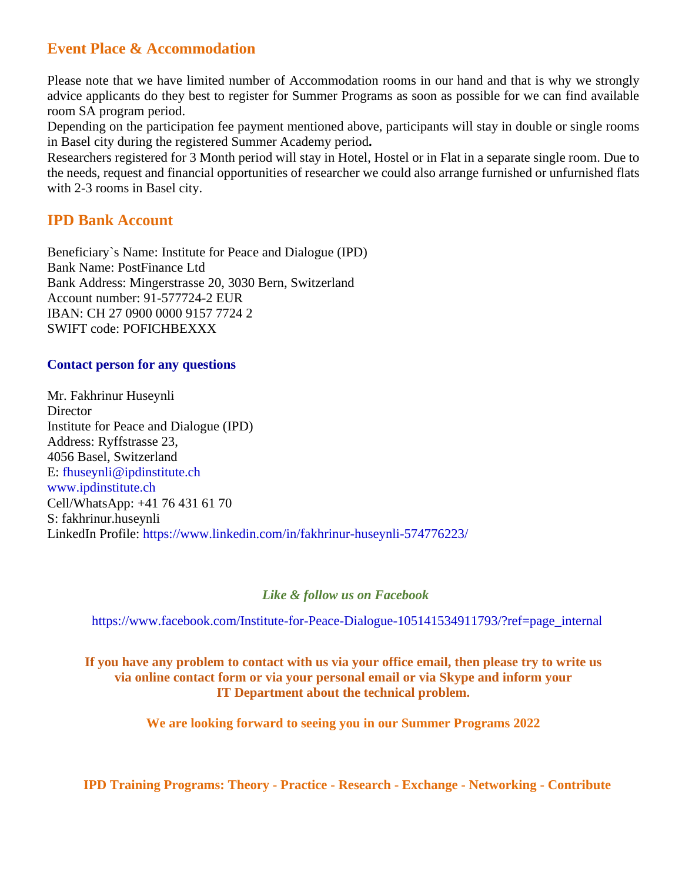## Event Place & Accommodation

Please note that we have limited number of Accommodation rooms in our hand and that is why we strongly advice applicants do they best to register for Summer Programs as soon as possible for we can find available room SA program period.

Depending on the participation fee payment mentioned above, participants will stay in double or single rooms in Basel city during the registered Summer Academy period**.**

Researchers registered for 3 Month period will stay in Hotel, Hostel or in Flat in a separate single room. Due to the needs, request and financial opportunities of researcher we could also arrange furnished or unfurnished flats with 2-3 rooms in Basel city.

## IPD Bank Account

Beneficiary`s Name: Institute for Peace and Dialogue (IPD)
Bank Name: PostFinance Ltd
Bank Address: Mingerstrasse 20, 3030 Bern, Switzerland
Account number: 91-577724-2 EUR
IBAN: CH 27 0900 0000 9157 7724 2
SWIFT code: POFICHBEXXX

### Contact person for any questions

Mr. Fakhrinur Huseynli
Director
Institute for Peace and Dialogue (IPD)
Address: Ryffstrasse 23,
4056 Basel, Switzerland
E: fhuseynli@ipdinstitute.ch
www.ipdinstitute.ch
Cell/WhatsApp: +41 76 431 61 70
S: fakhrinur.huseynli
LinkedIn Profile: https://www.linkedin.com/in/fakhrinur-huseynli-574776223/

***Like & follow us on Facebook***

https://www.facebook.com/Institute-for-Peace-Dialogue-105141534911793/?ref=page_internal

**If you have any problem to contact with us via your office email, then please try to write us via online contact form or via your personal email or via Skype and inform your IT Department about the technical problem.**

**We are looking forward to seeing you in our Summer Programs 2022**

**IPD Training Programs: Theory - Practice - Research - Exchange - Networking - Contribute**